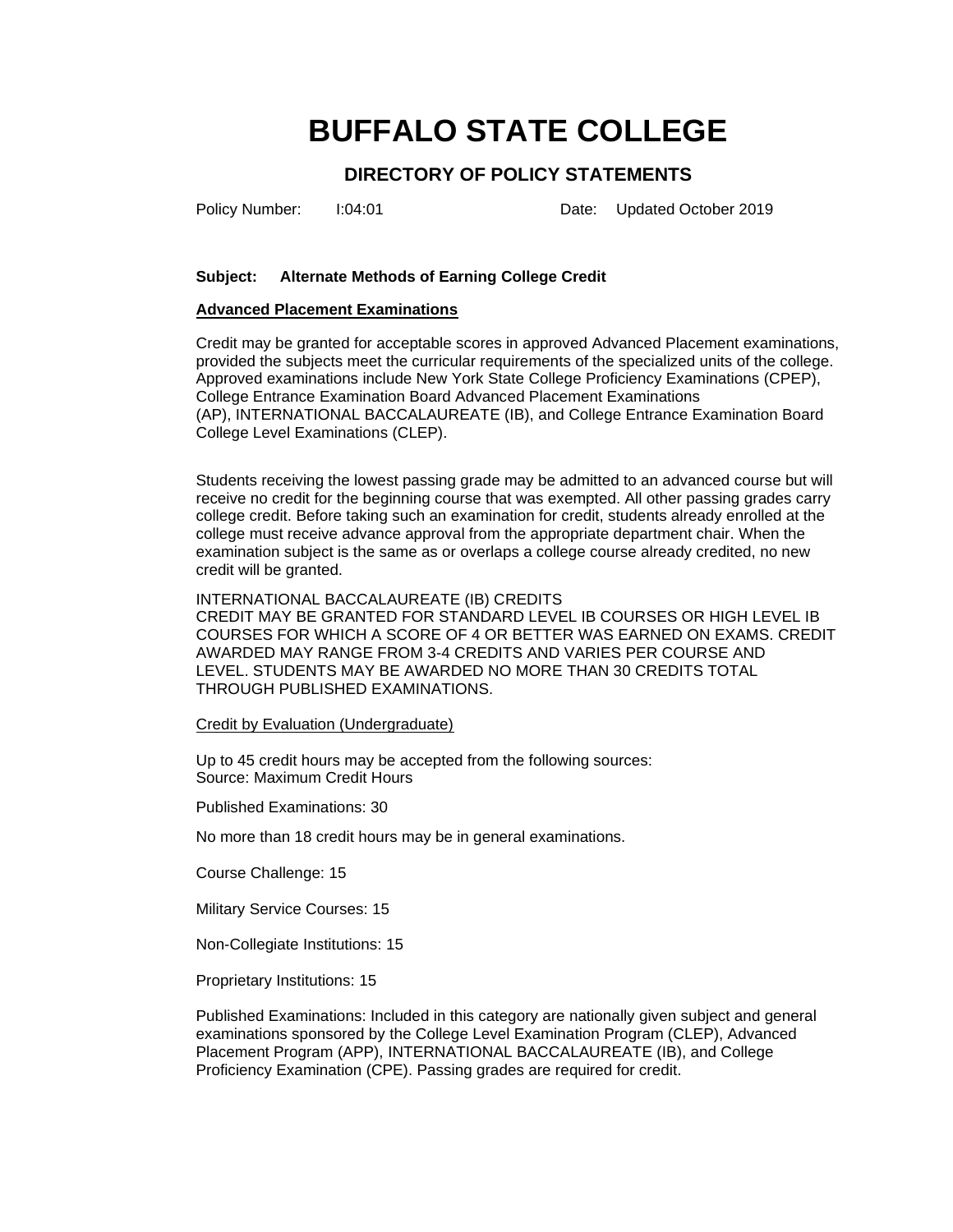# BUFFALO STATE COLLEGE

## DIRECTORY OF POLICY STATEMENTS

Policy Number: I:04:01 Date: Updated October 2019

**Subject: Alternate Methods of Earning College Credit**

**<u>Advanced Placement Examinations</u>**

Credit may be granted for acceptable scores in approved Advanced Placement examinations, provided the subjects meet the curricular requirements of the specialized units of the college. Approved examinations include New York State College Proficiency Examinations (CPEP), College Entrance Examination Board Advanced Placement Examinations (AP), INTERNATIONAL BACCALAUREATE (IB), and College Entrance Examination Board College Level Examinations (CLEP).

Students receiving the lowest passing grade may be admitted to an advanced course but will receive no credit for the beginning course that was exempted. All other passing grades carry college credit. Before taking such an examination for credit, students already enrolled at the college must receive advance approval from the appropriate department chair. When the examination subject is the same as or overlaps a college course already credited, no new credit will be granted.

INTERNATIONAL BACCALAUREATE (IB) CREDITS
CREDIT MAY BE GRANTED FOR STANDARD LEVEL IB COURSES OR HIGH LEVEL IB COURSES FOR WHICH A SCORE OF 4 OR BETTER WAS EARNED ON EXAMS. CREDIT AWARDED MAY RANGE FROM 3-4 CREDITS AND VARIES PER COURSE AND LEVEL. STUDENTS MAY BE AWARDED NO MORE THAN 30 CREDITS TOTAL THROUGH PUBLISHED EXAMINATIONS.

<u>Credit by Evaluation (Undergraduate)</u>

Up to 45 credit hours may be accepted from the following sources:
Source: Maximum Credit Hours

Published Examinations: 30

No more than 18 credit hours may be in general examinations.

Course Challenge: 15

Military Service Courses: 15

Non-Collegiate Institutions: 15

Proprietary Institutions: 15

Published Examinations: Included in this category are nationally given subject and general examinations sponsored by the College Level Examination Program (CLEP), Advanced Placement Program (APP), INTERNATIONAL BACCALAUREATE (IB), and College Proficiency Examination (CPE). Passing grades are required for credit.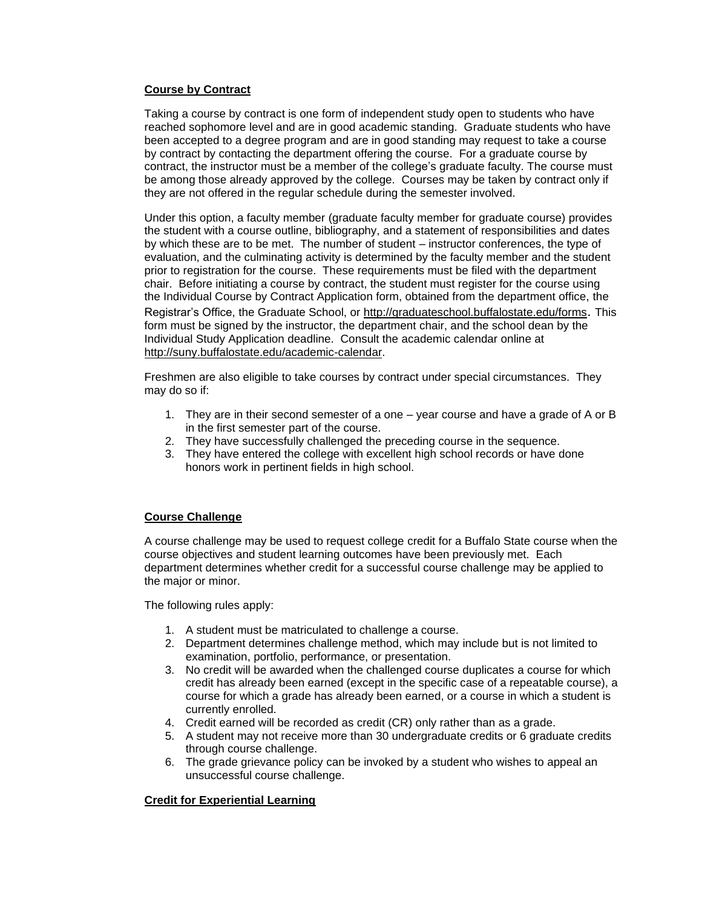**Course by Contract**

Taking a course by contract is one form of independent study open to students who have reached sophomore level and are in good academic standing. Graduate students who have been accepted to a degree program and are in good standing may request to take a course by contract by contacting the department offering the course. For a graduate course by contract, the instructor must be a member of the college's graduate faculty. The course must be among those already approved by the college. Courses may be taken by contract only if they are not offered in the regular schedule during the semester involved.

Under this option, a faculty member (graduate faculty member for graduate course) provides the student with a course outline, bibliography, and a statement of responsibilities and dates by which these are to be met. The number of student – instructor conferences, the type of evaluation, and the culminating activity is determined by the faculty member and the student prior to registration for the course. These requirements must be filed with the department chair. Before initiating a course by contract, the student must register for the course using the Individual Course by Contract Application form, obtained from the department office, the Registrar's Office, the Graduate School, or http://graduateschool.buffalostate.edu/forms. This form must be signed by the instructor, the department chair, and the school dean by the Individual Study Application deadline. Consult the academic calendar online at http://suny.buffalostate.edu/academic-calendar.

Freshmen are also eligible to take courses by contract under special circumstances. They may do so if:

1. They are in their second semester of a one – year course and have a grade of A or B in the first semester part of the course.
2. They have successfully challenged the preceding course in the sequence.
3. They have entered the college with excellent high school records or have done honors work in pertinent fields in high school.

**Course Challenge**

A course challenge may be used to request college credit for a Buffalo State course when the course objectives and student learning outcomes have been previously met. Each department determines whether credit for a successful course challenge may be applied to the major or minor.

The following rules apply:

1. A student must be matriculated to challenge a course.
2. Department determines challenge method, which may include but is not limited to examination, portfolio, performance, or presentation.
3. No credit will be awarded when the challenged course duplicates a course for which credit has already been earned (except in the specific case of a repeatable course), a course for which a grade has already been earned, or a course in which a student is currently enrolled.
4. Credit earned will be recorded as credit (CR) only rather than as a grade.
5. A student may not receive more than 30 undergraduate credits or 6 graduate credits through course challenge.
6. The grade grievance policy can be invoked by a student who wishes to appeal an unsuccessful course challenge.

**Credit for Experiential Learning**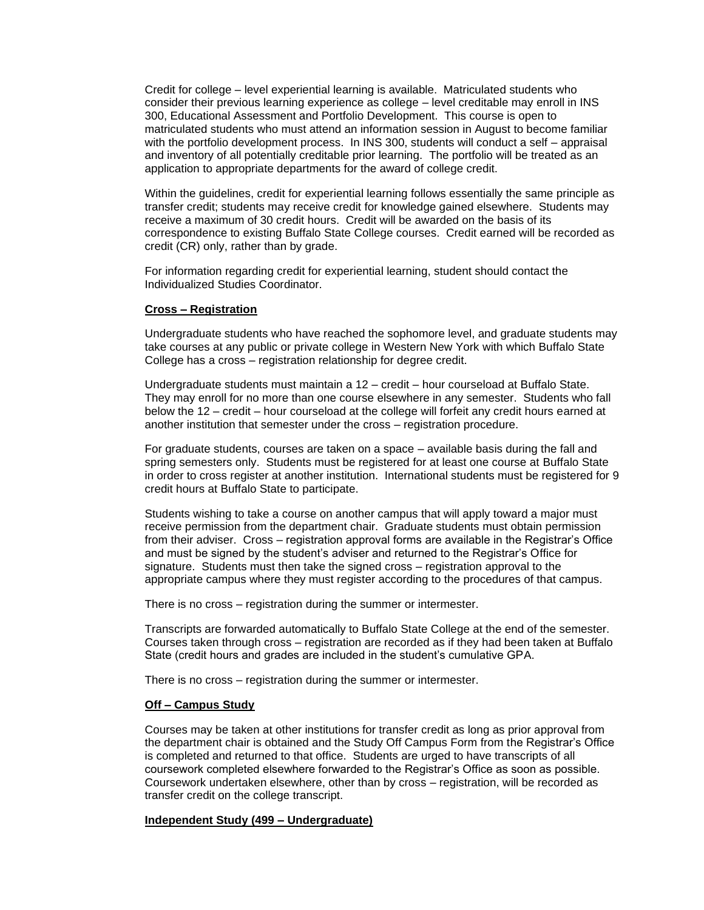Credit for college – level experiential learning is available. Matriculated students who consider their previous learning experience as college – level creditable may enroll in INS 300, Educational Assessment and Portfolio Development. This course is open to matriculated students who must attend an information session in August to become familiar with the portfolio development process. In INS 300, students will conduct a self – appraisal and inventory of all potentially creditable prior learning. The portfolio will be treated as an application to appropriate departments for the award of college credit.

Within the guidelines, credit for experiential learning follows essentially the same principle as transfer credit; students may receive credit for knowledge gained elsewhere. Students may receive a maximum of 30 credit hours. Credit will be awarded on the basis of its correspondence to existing Buffalo State College courses. Credit earned will be recorded as credit (CR) only, rather than by grade.

For information regarding credit for experiential learning, student should contact the Individualized Studies Coordinator.

**Cross – Registration**

Undergraduate students who have reached the sophomore level, and graduate students may take courses at any public or private college in Western New York with which Buffalo State College has a cross – registration relationship for degree credit.

Undergraduate students must maintain a 12 – credit – hour courseload at Buffalo State. They may enroll for no more than one course elsewhere in any semester. Students who fall below the 12 – credit – hour courseload at the college will forfeit any credit hours earned at another institution that semester under the cross – registration procedure.

For graduate students, courses are taken on a space – available basis during the fall and spring semesters only. Students must be registered for at least one course at Buffalo State in order to cross register at another institution. International students must be registered for 9 credit hours at Buffalo State to participate.

Students wishing to take a course on another campus that will apply toward a major must receive permission from the department chair. Graduate students must obtain permission from their adviser. Cross – registration approval forms are available in the Registrar's Office and must be signed by the student's adviser and returned to the Registrar's Office for signature. Students must then take the signed cross – registration approval to the appropriate campus where they must register according to the procedures of that campus.

There is no cross – registration during the summer or intermester.

Transcripts are forwarded automatically to Buffalo State College at the end of the semester. Courses taken through cross – registration are recorded as if they had been taken at Buffalo State (credit hours and grades are included in the student's cumulative GPA.

There is no cross – registration during the summer or intermester.

**Off – Campus Study**

Courses may be taken at other institutions for transfer credit as long as prior approval from the department chair is obtained and the Study Off Campus Form from the Registrar's Office is completed and returned to that office. Students are urged to have transcripts of all coursework completed elsewhere forwarded to the Registrar's Office as soon as possible. Coursework undertaken elsewhere, other than by cross – registration, will be recorded as transfer credit on the college transcript.

**Independent Study (499 – Undergraduate)**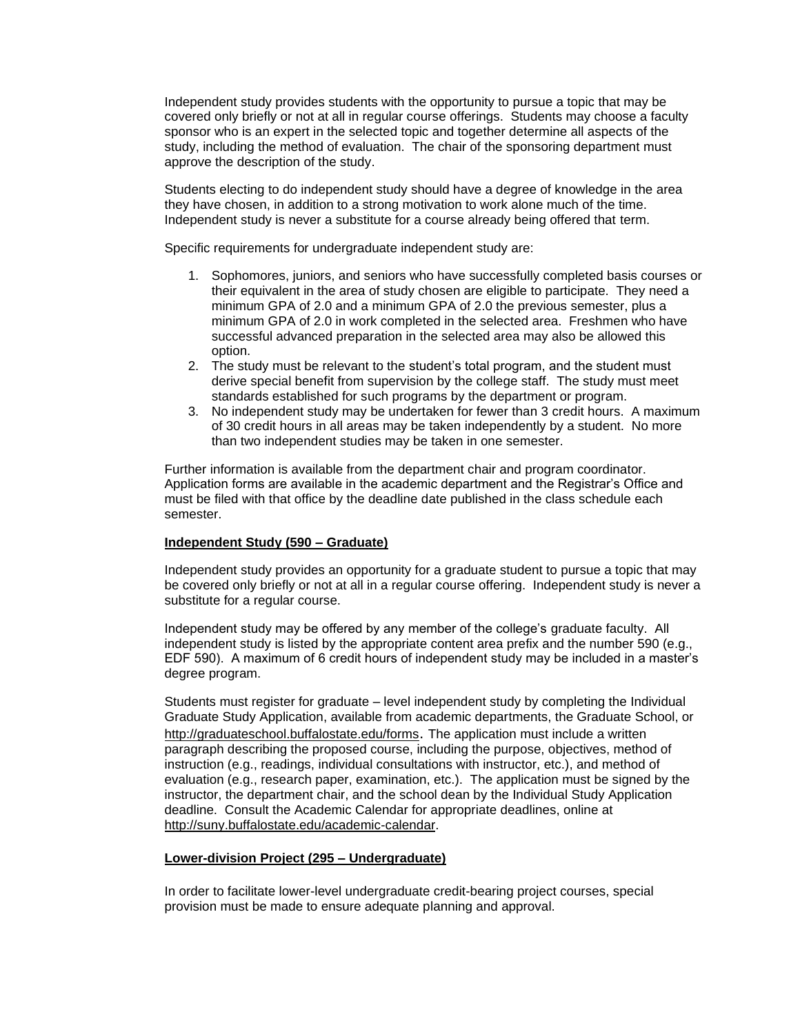Independent study provides students with the opportunity to pursue a topic that may be covered only briefly or not at all in regular course offerings. Students may choose a faculty sponsor who is an expert in the selected topic and together determine all aspects of the study, including the method of evaluation. The chair of the sponsoring department must approve the description of the study.

Students electing to do independent study should have a degree of knowledge in the area they have chosen, in addition to a strong motivation to work alone much of the time. Independent study is never a substitute for a course already being offered that term.

Specific requirements for undergraduate independent study are:

1. Sophomores, juniors, and seniors who have successfully completed basis courses or their equivalent in the area of study chosen are eligible to participate. They need a minimum GPA of 2.0 and a minimum GPA of 2.0 the previous semester, plus a minimum GPA of 2.0 in work completed in the selected area. Freshmen who have successful advanced preparation in the selected area may also be allowed this option.
2. The study must be relevant to the student's total program, and the student must derive special benefit from supervision by the college staff. The study must meet standards established for such programs by the department or program.
3. No independent study may be undertaken for fewer than 3 credit hours. A maximum of 30 credit hours in all areas may be taken independently by a student. No more than two independent studies may be taken in one semester.

Further information is available from the department chair and program coordinator. Application forms are available in the academic department and the Registrar's Office and must be filed with that office by the deadline date published in the class schedule each semester.

**Independent Study (590 – Graduate)**

Independent study provides an opportunity for a graduate student to pursue a topic that may be covered only briefly or not at all in a regular course offering. Independent study is never a substitute for a regular course.

Independent study may be offered by any member of the college's graduate faculty. All independent study is listed by the appropriate content area prefix and the number 590 (e.g., EDF 590). A maximum of 6 credit hours of independent study may be included in a master's degree program.

Students must register for graduate – level independent study by completing the Individual Graduate Study Application, available from academic departments, the Graduate School, or http://graduateschool.buffalostate.edu/forms. The application must include a written paragraph describing the proposed course, including the purpose, objectives, method of instruction (e.g., readings, individual consultations with instructor, etc.), and method of evaluation (e.g., research paper, examination, etc.). The application must be signed by the instructor, the department chair, and the school dean by the Individual Study Application deadline. Consult the Academic Calendar for appropriate deadlines, online at http://suny.buffalostate.edu/academic-calendar.

**Lower-division Project (295 – Undergraduate)**

In order to facilitate lower-level undergraduate credit-bearing project courses, special provision must be made to ensure adequate planning and approval.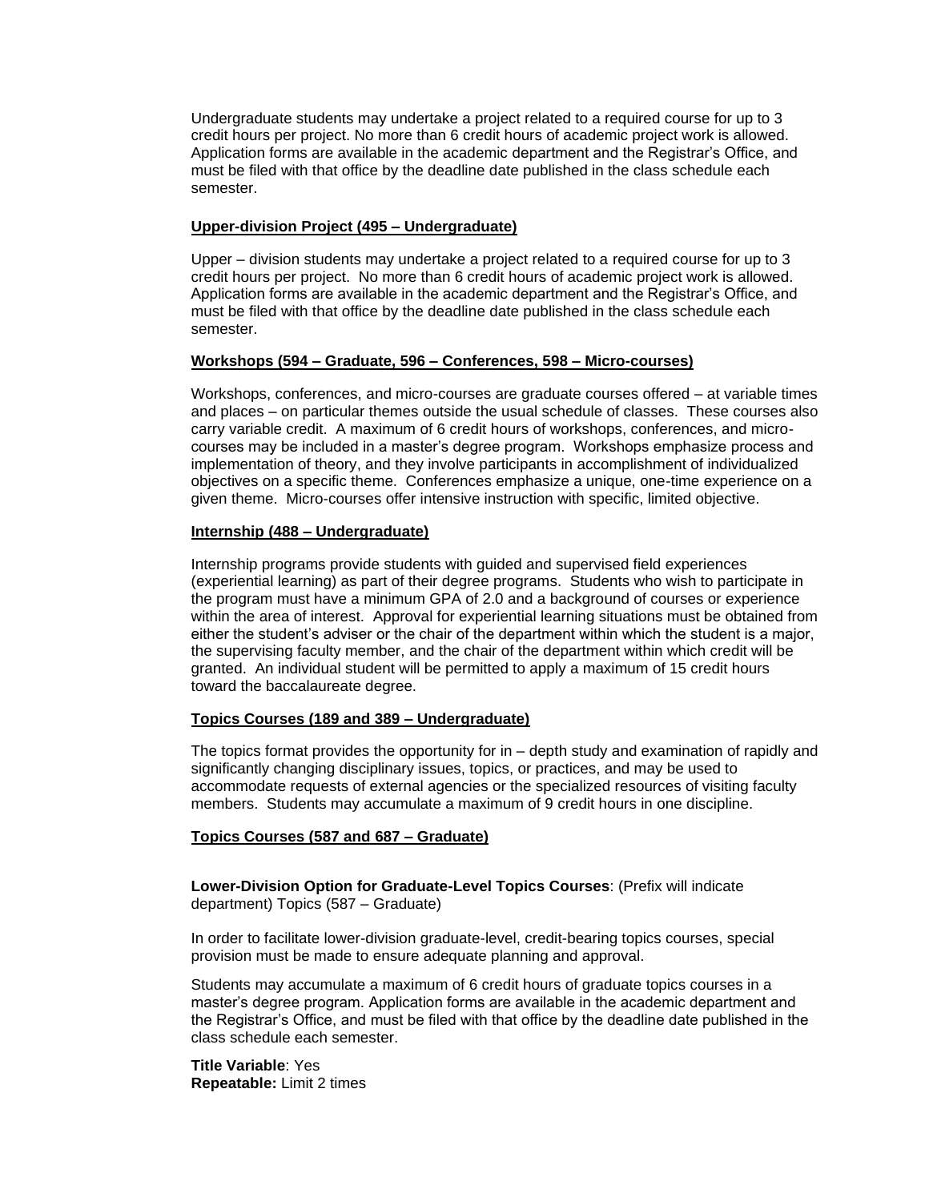Undergraduate students may undertake a project related to a required course for up to 3 credit hours per project. No more than 6 credit hours of academic project work is allowed. Application forms are available in the academic department and the Registrar's Office, and must be filed with that office by the deadline date published in the class schedule each semester.

**Upper-division Project (495 – Undergraduate)**

Upper – division students may undertake a project related to a required course for up to 3 credit hours per project. No more than 6 credit hours of academic project work is allowed. Application forms are available in the academic department and the Registrar's Office, and must be filed with that office by the deadline date published in the class schedule each semester.

**Workshops (594 – Graduate, 596 – Conferences, 598 – Micro-courses)**

Workshops, conferences, and micro-courses are graduate courses offered – at variable times and places – on particular themes outside the usual schedule of classes. These courses also carry variable credit. A maximum of 6 credit hours of workshops, conferences, and micro-courses may be included in a master's degree program. Workshops emphasize process and implementation of theory, and they involve participants in accomplishment of individualized objectives on a specific theme. Conferences emphasize a unique, one-time experience on a given theme. Micro-courses offer intensive instruction with specific, limited objective.

**Internship (488 – Undergraduate)**

Internship programs provide students with guided and supervised field experiences (experiential learning) as part of their degree programs. Students who wish to participate in the program must have a minimum GPA of 2.0 and a background of courses or experience within the area of interest. Approval for experiential learning situations must be obtained from either the student's adviser or the chair of the department within which the student is a major, the supervising faculty member, and the chair of the department within which credit will be granted. An individual student will be permitted to apply a maximum of 15 credit hours toward the baccalaureate degree.

**Topics Courses (189 and 389 – Undergraduate)**

The topics format provides the opportunity for in – depth study and examination of rapidly and significantly changing disciplinary issues, topics, or practices, and may be used to accommodate requests of external agencies or the specialized resources of visiting faculty members. Students may accumulate a maximum of 9 credit hours in one discipline.

**Topics Courses (587 and 687 – Graduate)**

**Lower-Division Option for Graduate-Level Topics Courses**: (Prefix will indicate department) Topics (587 – Graduate)

In order to facilitate lower-division graduate-level, credit-bearing topics courses, special provision must be made to ensure adequate planning and approval.

Students may accumulate a maximum of 6 credit hours of graduate topics courses in a master's degree program. Application forms are available in the academic department and the Registrar's Office, and must be filed with that office by the deadline date published in the class schedule each semester.

**Title Variable**: Yes
**Repeatable:** Limit 2 times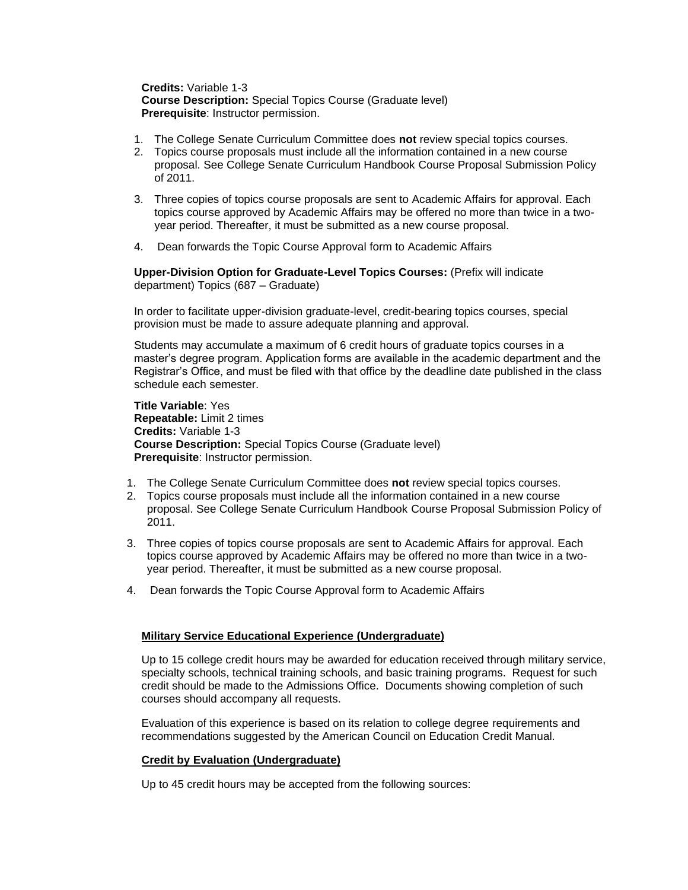**Credits:** Variable 1-3
**Course Description:** Special Topics Course (Graduate level)
**Prerequisite**: Instructor permission.

1. The College Senate Curriculum Committee does **not** review special topics courses.
2. Topics course proposals must include all the information contained in a new course proposal. See College Senate Curriculum Handbook Course Proposal Submission Policy of 2011.
3. Three copies of topics course proposals are sent to Academic Affairs for approval. Each topics course approved by Academic Affairs may be offered no more than twice in a two-year period. Thereafter, it must be submitted as a new course proposal.
4. Dean forwards the Topic Course Approval form to Academic Affairs

**Upper-Division Option for Graduate-Level Topics Courses:** (Prefix will indicate department) Topics (687 – Graduate)

In order to facilitate upper-division graduate-level, credit-bearing topics courses, special provision must be made to assure adequate planning and approval.

Students may accumulate a maximum of 6 credit hours of graduate topics courses in a master's degree program. Application forms are available in the academic department and the Registrar's Office, and must be filed with that office by the deadline date published in the class schedule each semester.

**Title Variable**: Yes
**Repeatable:** Limit 2 times
**Credits:** Variable 1-3
**Course Description:** Special Topics Course (Graduate level)
**Prerequisite**: Instructor permission.

1. The College Senate Curriculum Committee does **not** review special topics courses.
2. Topics course proposals must include all the information contained in a new course proposal. See College Senate Curriculum Handbook Course Proposal Submission Policy of 2011.
3. Three copies of topics course proposals are sent to Academic Affairs for approval. Each topics course approved by Academic Affairs may be offered no more than twice in a two-year period. Thereafter, it must be submitted as a new course proposal.
4. Dean forwards the Topic Course Approval form to Academic Affairs

## Military Service Educational Experience (Undergraduate)

Up to 15 college credit hours may be awarded for education received through military service, specialty schools, technical training schools, and basic training programs. Request for such credit should be made to the Admissions Office. Documents showing completion of such courses should accompany all requests.

Evaluation of this experience is based on its relation to college degree requirements and recommendations suggested by the American Council on Education Credit Manual.

## Credit by Evaluation (Undergraduate)

Up to 45 credit hours may be accepted from the following sources: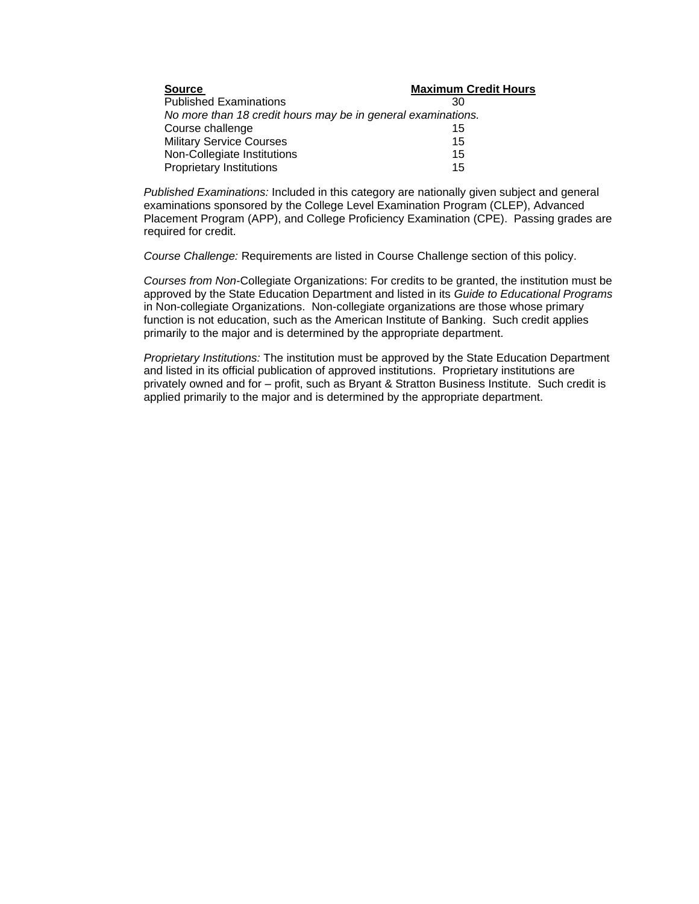| Source | Maximum Credit Hours |
|---|---|
| Published Examinations | 30 |
| *No more than 18 credit hours may be in general examinations.* | |
| Course challenge | 15 |
| Military Service Courses | 15 |
| Non-Collegiate Institutions | 15 |
| Proprietary Institutions | 15 |

*Published Examinations:* Included in this category are nationally given subject and general examinations sponsored by the College Level Examination Program (CLEP), Advanced Placement Program (APP), and College Proficiency Examination (CPE). Passing grades are required for credit.

*Course Challenge:* Requirements are listed in Course Challenge section of this policy.

*Courses from Non*-Collegiate Organizations: For credits to be granted, the institution must be approved by the State Education Department and listed in its *Guide to Educational Programs* in Non-collegiate Organizations. Non-collegiate organizations are those whose primary function is not education, such as the American Institute of Banking. Such credit applies primarily to the major and is determined by the appropriate department.

*Proprietary Institutions:* The institution must be approved by the State Education Department and listed in its official publication of approved institutions. Proprietary institutions are privately owned and for – profit, such as Bryant & Stratton Business Institute. Such credit is applied primarily to the major and is determined by the appropriate department.